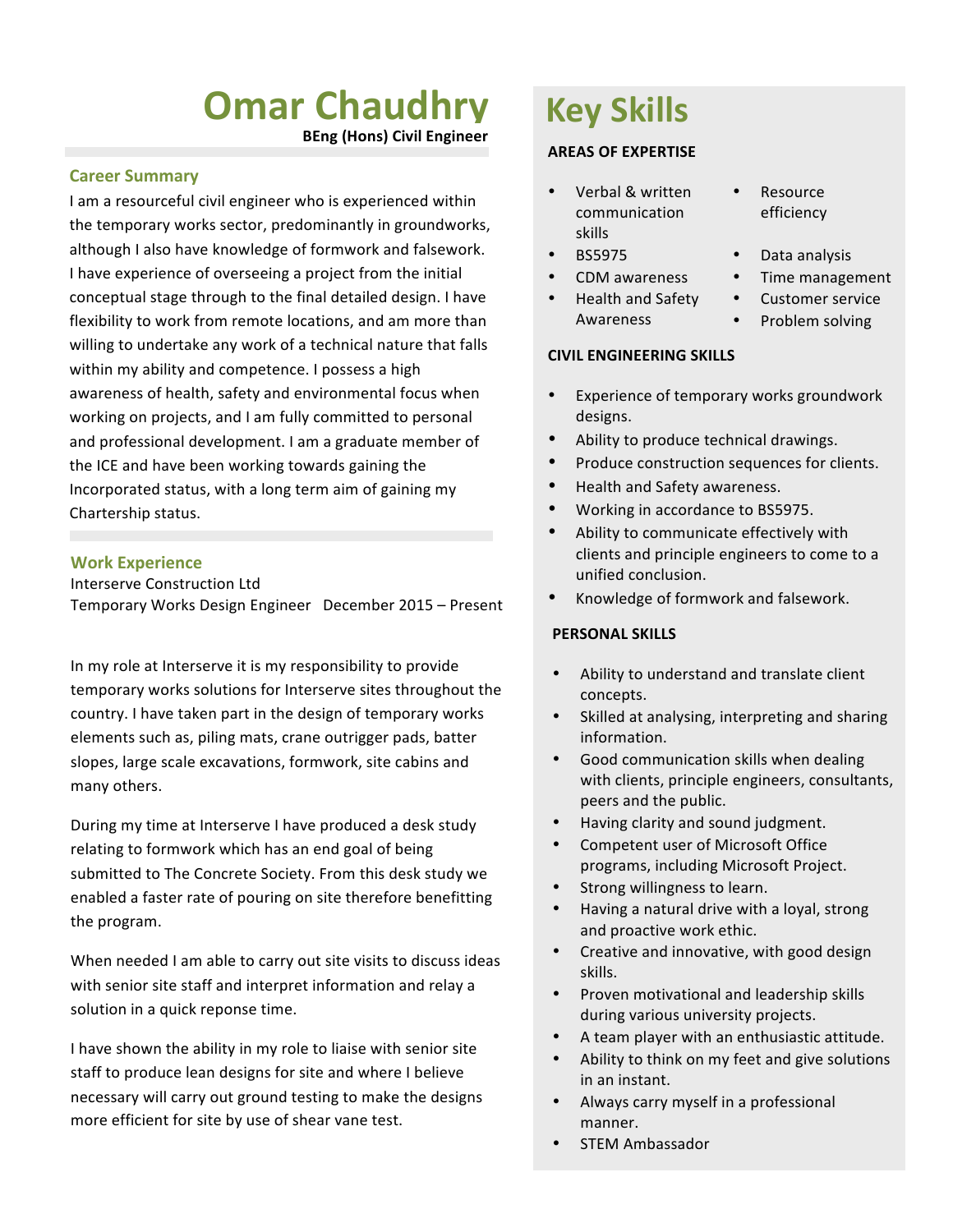# Omar Chaudhry

**BEng (Hons) Civil Engineer**

## Career Summary

I am a resourceful civil engineer who is experienced within the temporary works sector, predominantly in groundworks, although I also have knowledge of formwork and falsework. I have experience of overseeing a project from the initial conceptual stage through to the final detailed design. I have flexibility to work from remote locations, and am more than willing to undertake any work of a technical nature that falls within my ability and competence. I possess a high awareness of health, safety and environmental focus when working on projects, and I am fully committed to personal and professional development. I am a graduate member of the ICE and have been working towards gaining the Incorporated status, with a long term aim of gaining my Chartership status.

## Work Experience

Interserve Construction Ltd
Temporary Works Design Engineer December 2015 – Present

In my role at Interserve it is my responsibility to provide temporary works solutions for Interserve sites throughout the country. I have taken part in the design of temporary works elements such as, piling mats, crane outrigger pads, batter slopes, large scale excavations, formwork, site cabins and many others.

During my time at Interserve I have produced a desk study relating to formwork which has an end goal of being submitted to The Concrete Society. From this desk study we enabled a faster rate of pouring on site therefore benefitting the program.

When needed I am able to carry out site visits to discuss ideas with senior site staff and interpret information and relay a solution in a quick reponse time.

I have shown the ability in my role to liaise with senior site staff to produce lean designs for site and where I believe necessary will carry out ground testing to make the designs more efficient for site by use of shear vane test.

# Key Skills

**AREAS OF EXPERTISE**

- Verbal & written communication skills
- BS5975
- CDM awareness
- Health and Safety Awareness
- Resource efficiency
- Data analysis
- Time management
- Customer service
- Problem solving

**CIVIL ENGINEERING SKILLS**

- Experience of temporary works groundwork designs.
- Ability to produce technical drawings.
- Produce construction sequences for clients.
- Health and Safety awareness.
- Working in accordance to BS5975.
- Ability to communicate effectively with clients and principle engineers to come to a unified conclusion.
- Knowledge of formwork and falsework.

**PERSONAL SKILLS**

- Ability to understand and translate client concepts.
- Skilled at analysing, interpreting and sharing information.
- Good communication skills when dealing with clients, principle engineers, consultants, peers and the public.
- Having clarity and sound judgment.
- Competent user of Microsoft Office programs, including Microsoft Project.
- Strong willingness to learn.
- Having a natural drive with a loyal, strong and proactive work ethic.
- Creative and innovative, with good design skills.
- Proven motivational and leadership skills during various university projects.
- A team player with an enthusiastic attitude.
- Ability to think on my feet and give solutions in an instant.
- Always carry myself in a professional manner.
- STEM Ambassador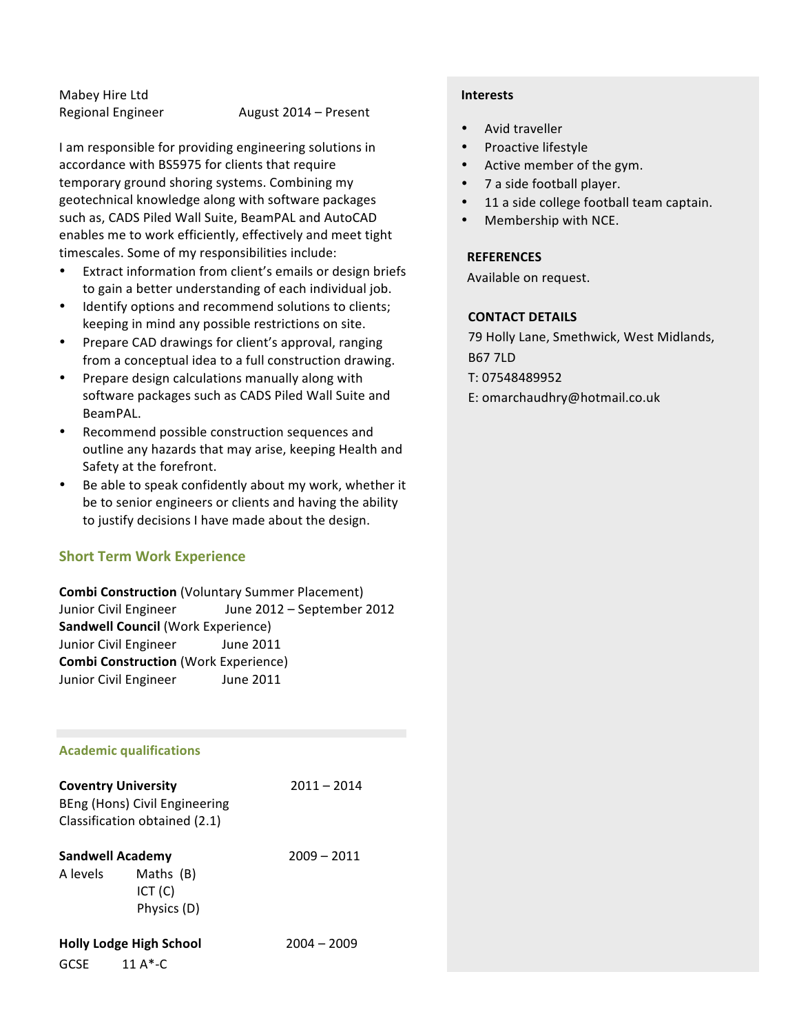Mabey Hire Ltd
Regional Engineer August 2014 – Present

I am responsible for providing engineering solutions in accordance with BS5975 for clients that require temporary ground shoring systems. Combining my geotechnical knowledge along with software packages such as, CADS Piled Wall Suite, BeamPAL and AutoCAD enables me to work efficiently, effectively and meet tight timescales. Some of my responsibilities include:

- Extract information from client's emails or design briefs to gain a better understanding of each individual job.
- Identify options and recommend solutions to clients; keeping in mind any possible restrictions on site.
- Prepare CAD drawings for client's approval, ranging from a conceptual idea to a full construction drawing.
- Prepare design calculations manually along with software packages such as CADS Piled Wall Suite and BeamPAL.
- Recommend possible construction sequences and outline any hazards that may arise, keeping Health and Safety at the forefront.
- Be able to speak confidently about my work, whether it be to senior engineers or clients and having the ability to justify decisions I have made about the design.

## Short Term Work Experience

**Combi Construction** (Voluntary Summer Placement)
Junior Civil Engineer June 2012 – September 2012
**Sandwell Council** (Work Experience)
Junior Civil Engineer June 2011
**Combi Construction** (Work Experience)
Junior Civil Engineer June 2011

## Academic qualifications

**Coventry University** 2011 – 2014
BEng (Hons) Civil Engineering
Classification obtained (2.1)

**Sandwell Academy** 2009 – 2011
A levels Maths (B)
ICT (C)
Physics (D)

**Holly Lodge High School** 2004 – 2009
GCSE 11 A*-C

## Interests

- Avid traveller
- Proactive lifestyle
- Active member of the gym.
- 7 a side football player.
- 11 a side college football team captain.
- Membership with NCE.

## REFERENCES

Available on request.

## CONTACT DETAILS

79 Holly Lane, Smethwick, West Midlands,
B67 7LD
T: 07548489952
E: omarchaudhry@hotmail.co.uk